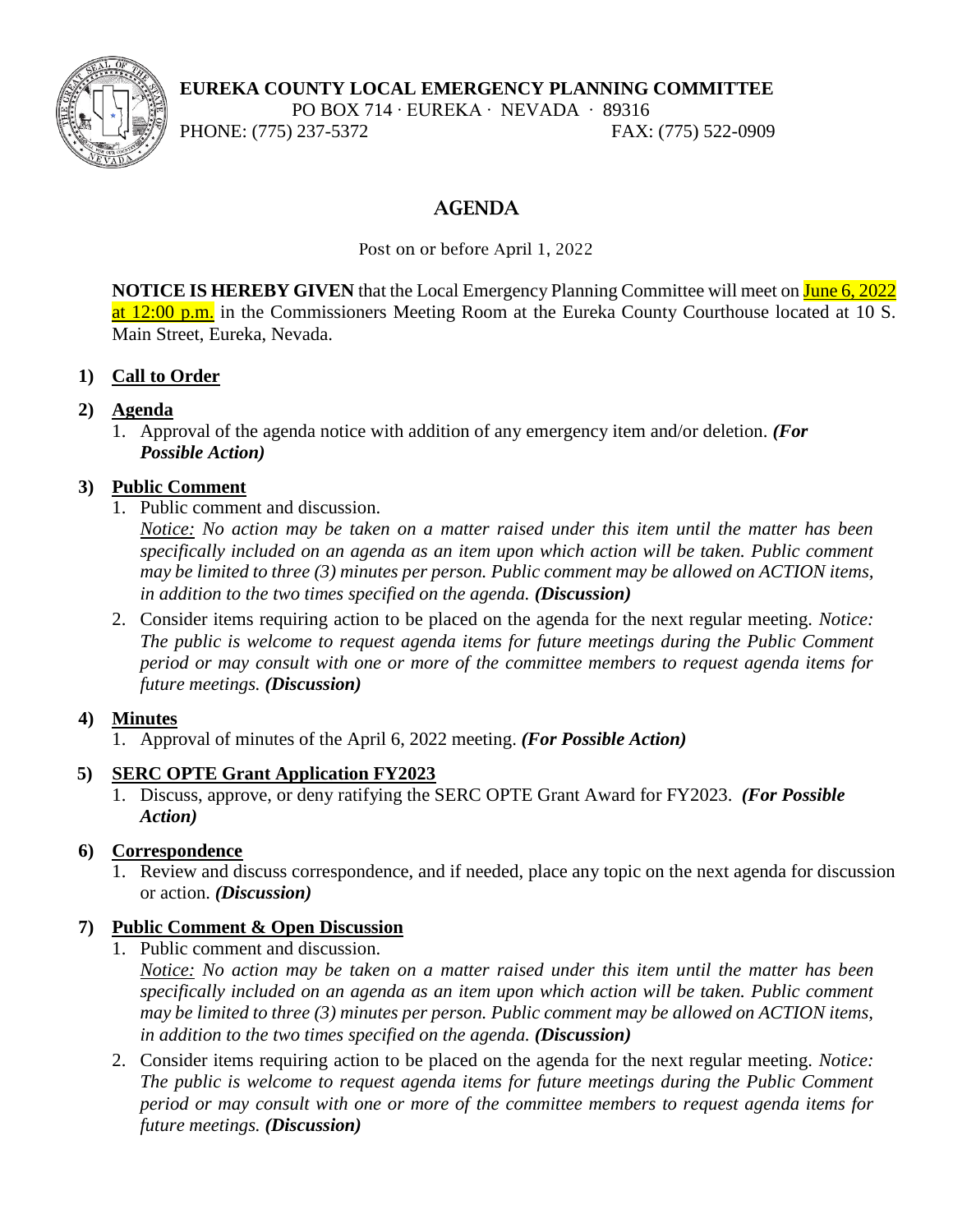**EUREKA COUNTY LOCAL EMERGENCY PLANNING COMMITTEE**
PO BOX 714 · EUREKA · NEVADA · 89316
PHONE: (775) 237-5372 FAX: (775) 522-0909

# AGENDA

Post on or before April 1, 2022

**NOTICE IS HEREBY GIVEN** that the Local Emergency Planning Committee will meet on June 6, 2022 at 12:00 p.m. in the Commissioners Meeting Room at the Eureka County Courthouse located at 10 S. Main Street, Eureka, Nevada.

**1) Call to Order**

**2) Agenda**

1. Approval of the agenda notice with addition of any emergency item and/or deletion. ***(For Possible Action)***

**3) Public Comment**

1. Public comment and discussion.
   *Notice: No action may be taken on a matter raised under this item until the matter has been specifically included on an agenda as an item upon which action will be taken. Public comment may be limited to three (3) minutes per person. Public comment may be allowed on ACTION items, in addition to the two times specified on the agenda.* ***(Discussion)***
2. Consider items requiring action to be placed on the agenda for the next regular meeting. *Notice: The public is welcome to request agenda items for future meetings during the Public Comment period or may consult with one or more of the committee members to request agenda items for future meetings.* ***(Discussion)***

**4) Minutes**

1. Approval of minutes of the April 6, 2022 meeting. ***(For Possible Action)***

**5) SERC OPTE Grant Application FY2023**

1. Discuss, approve, or deny ratifying the SERC OPTE Grant Award for FY2023. ***(For Possible Action)***

**6) Correspondence**

1. Review and discuss correspondence, and if needed, place any topic on the next agenda for discussion or action. ***(Discussion)***

**7) Public Comment & Open Discussion**

1. Public comment and discussion.
   *Notice: No action may be taken on a matter raised under this item until the matter has been specifically included on an agenda as an item upon which action will be taken. Public comment may be limited to three (3) minutes per person. Public comment may be allowed on ACTION items, in addition to the two times specified on the agenda.* ***(Discussion)***
2. Consider items requiring action to be placed on the agenda for the next regular meeting. *Notice: The public is welcome to request agenda items for future meetings during the Public Comment period or may consult with one or more of the committee members to request agenda items for future meetings.* ***(Discussion)***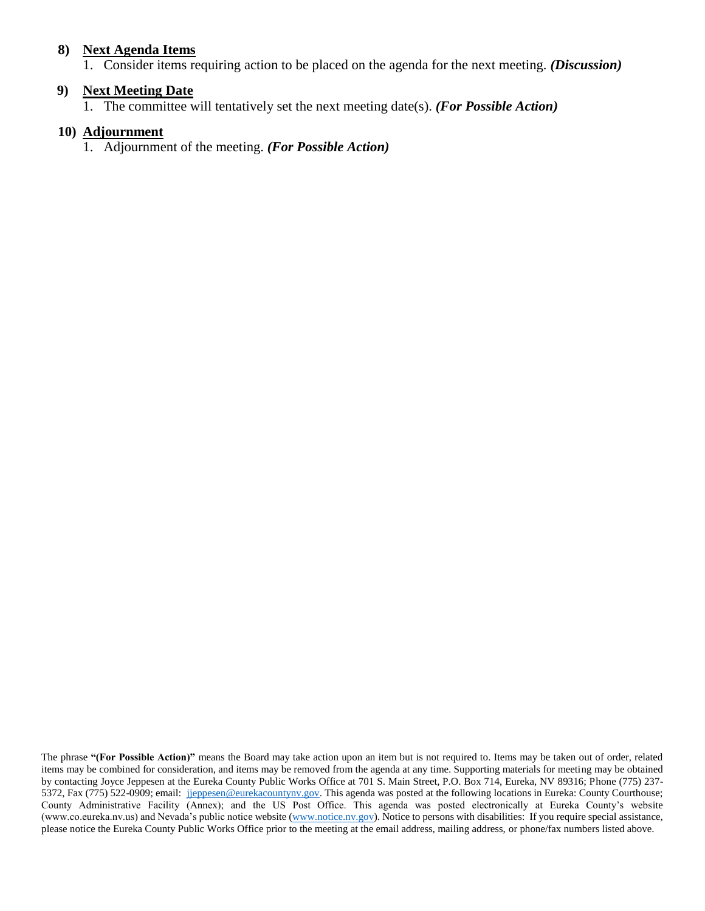**8) Next Agenda Items**

1. Consider items requiring action to be placed on the agenda for the next meeting. ***(Discussion)***

**9) Next Meeting Date**

1. The committee will tentatively set the next meeting date(s). ***(For Possible Action)***

**10) Adjournment**

1. Adjournment of the meeting. ***(For Possible Action)***

The phrase **"(For Possible Action)"** means the Board may take action upon an item but is not required to. Items may be taken out of order, related items may be combined for consideration, and items may be removed from the agenda at any time. Supporting materials for meeting may be obtained by contacting Joyce Jeppesen at the Eureka County Public Works Office at 701 S. Main Street, P.O. Box 714, Eureka, NV 89316; Phone (775) 237-5372, Fax (775) 522-0909; email: jjeppesen@eurekacountynv.gov. This agenda was posted at the following locations in Eureka: County Courthouse; County Administrative Facility (Annex); and the US Post Office. This agenda was posted electronically at Eureka County's website (www.co.eureka.nv.us) and Nevada's public notice website (www.notice.nv.gov). Notice to persons with disabilities: If you require special assistance, please notice the Eureka County Public Works Office prior to the meeting at the email address, mailing address, or phone/fax numbers listed above.